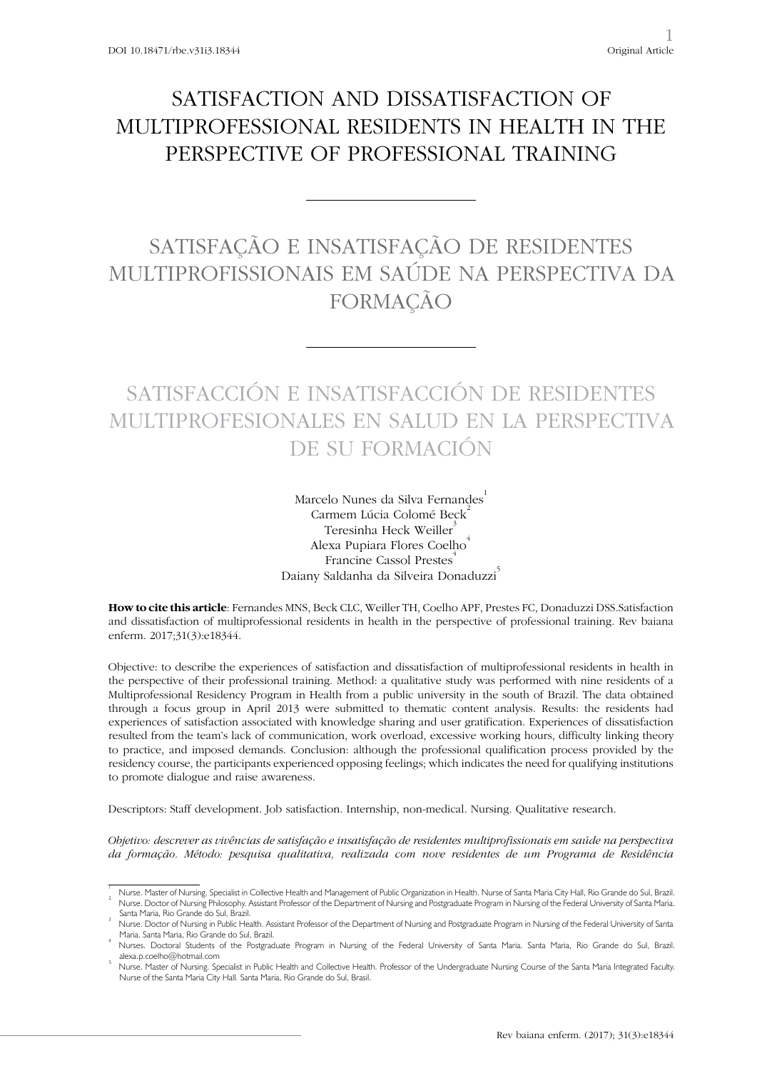DOI 10.18471/rbe.v31i3.18344

Original Article

# SATISFACTION AND DISSATISFACTION OF MULTIPROFESSIONAL RESIDENTS IN HEALTH IN THE PERSPECTIVE OF PROFESSIONAL TRAINING

---

# SATISFAÇÃO E INSATISFAÇÃO DE RESIDENTES MULTIPROFISSIONAIS EM SAÚDE NA PERSPECTIVA DA FORMAÇÃO

---

# SATISFACCIÓN E INSATISFACCIÓN DE RESIDENTES MULTIPROFESIONALES EN SALUD EN LA PERSPECTIVA DE SU FORMACIÓN

Marcelo Nunes da Silva Fernandes[1]
Carmem Lúcia Colomé Beck[2]
Teresinha Heck Weiller[3]
Alexa Pupiara Flores Coelho[4]
Francine Cassol Prestes[4]
Daiany Saldanha da Silveira Donaduzzi[5]

**How to cite this article**: Fernandes MNS, Beck CLC, Weiller TH, Coelho APF, Prestes FC, Donaduzzi DSS.Satisfaction and dissatisfaction of multiprofessional residents in health in the perspective of professional training. Rev baiana enferm. 2017;31(3):e18344.

Objective: to describe the experiences of satisfaction and dissatisfaction of multiprofessional residents in health in the perspective of their professional training. Method: a qualitative study was performed with nine residents of a Multiprofessional Residency Program in Health from a public university in the south of Brazil. The data obtained through a focus group in April 2013 were submitted to thematic content analysis. Results: the residents had experiences of satisfaction associated with knowledge sharing and user gratification. Experiences of dissatisfaction resulted from the team's lack of communication, work overload, excessive working hours, difficulty linking theory to practice, and imposed demands. Conclusion: although the professional qualification process provided by the residency course, the participants experienced opposing feelings; which indicates the need for qualifying institutions to promote dialogue and raise awareness.

Descriptors: Staff development. Job satisfaction. Internship, non-medical. Nursing. Qualitative research.

*Objetivo: descrever as vivências de satisfação e insatisfação de residentes multiprofissionais em saúde na perspectiva da formação. Método: pesquisa qualitativa, realizada com nove residentes de um Programa de Residência*

---

[1] Nurse. Master of Nursing. Specialist in Collective Health and Management of Public Organization in Health. Nurse of Santa Maria City Hall, Rio Grande do Sul, Brazil.

[2] Nurse. Doctor of Nursing Philosophy. Assistant Professor of the Department of Nursing and Postgraduate Program in Nursing of the Federal University of Santa Maria. Santa Maria, Rio Grande do Sul, Brazil.

[3] Nurse. Doctor of Nursing in Public Health. Assistant Professor of the Department of Nursing and Postgraduate Program in Nursing of the Federal University of Santa Maria. Santa Maria, Rio Grande do Sul, Brazil.

[4] Nurses. Doctoral Students of the Postgraduate Program in Nursing of the Federal University of Santa Maria. Santa Maria, Rio Grande do Sul, Brazil. alexa.p.coelho@hotmail.com

[5] Nurse. Master of Nursing. Specialist in Public Health and Collective Health. Professor of the Undergraduate Nursing Course of the Santa Maria Integrated Faculty. Nurse of the Santa Maria City Hall. Santa Maria, Rio Grande do Sul, Brasil.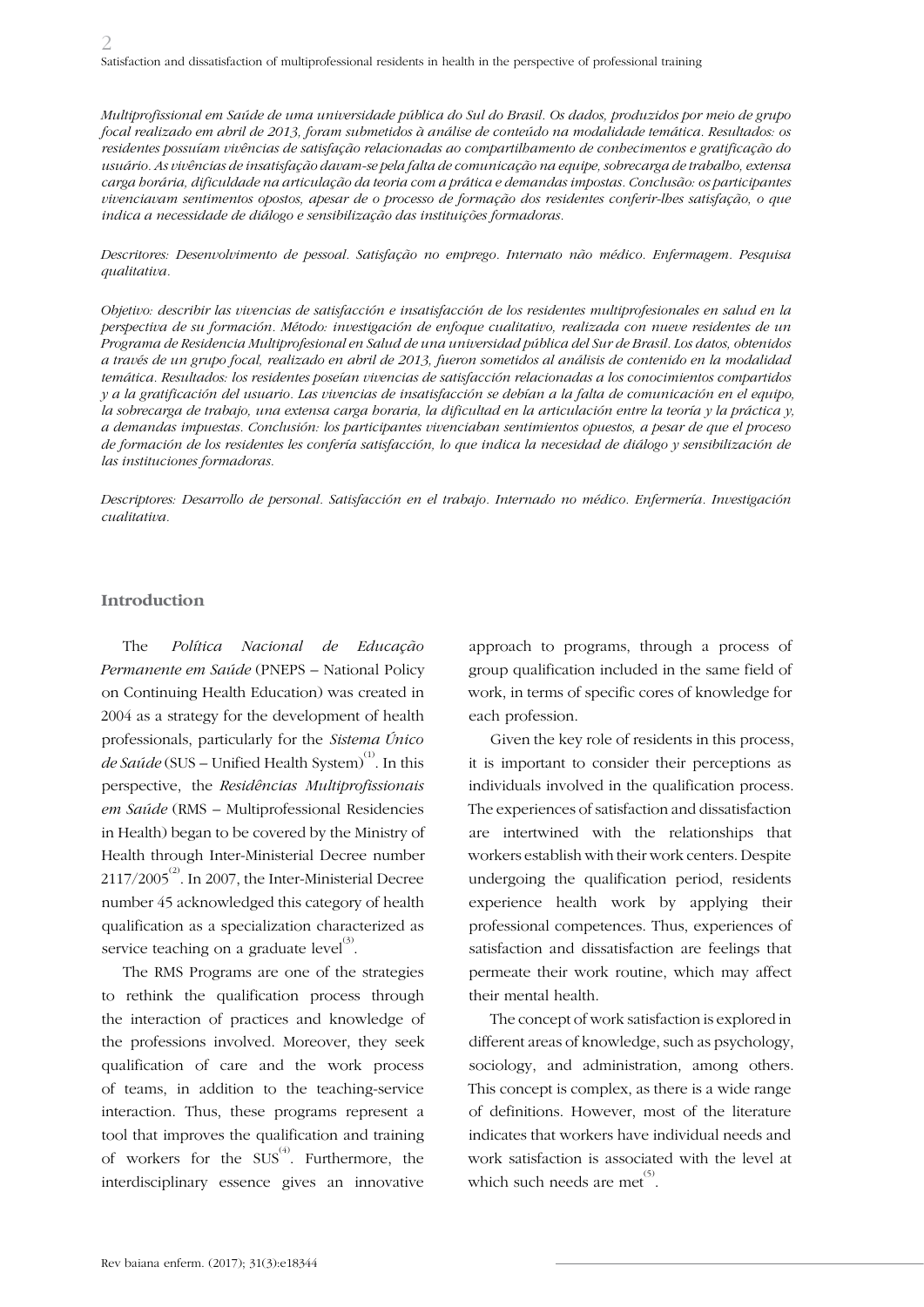*Multiprofissional em Saúde de uma universidade pública do Sul do Brasil. Os dados, produzidos por meio de grupo focal realizado em abril de 2013, foram submetidos à análise de conteúdo na modalidade temática. Resultados: os residentes possuíam vivências de satisfação relacionadas ao compartilhamento de conhecimentos e gratificação do usuário. As vivências de insatisfação davam-se pela falta de comunicação na equipe, sobrecarga de trabalho, extensa carga horária, dificuldade na articulação da teoria com a prática e demandas impostas. Conclusão: os participantes vivenciavam sentimentos opostos, apesar de o processo de formação dos residentes conferir-lhes satisfação, o que indica a necessidade de diálogo e sensibilização das instituições formadoras.*

*Descritores: Desenvolvimento de pessoal. Satisfação no emprego. Internato não médico. Enfermagem. Pesquisa qualitativa.*

*Objetivo: describir las vivencias de satisfacción e insatisfacción de los residentes multiprofesionales en salud en la perspectiva de su formación. Método: investigación de enfoque cualitativo, realizada con nueve residentes de un Programa de Residencia Multiprofesional en Salud de una universidad pública del Sur de Brasil. Los datos, obtenidos a través de un grupo focal, realizado en abril de 2013, fueron sometidos al análisis de contenido en la modalidad temática. Resultados: los residentes poseían vivencias de satisfacción relacionadas a los conocimientos compartidos y a la gratificación del usuario. Las vivencias de insatisfacción se debían a la falta de comunicación en el equipo, la sobrecarga de trabajo, una extensa carga horaria, la dificultad en la articulación entre la teoría y la práctica y, a demandas impuestas. Conclusión: los participantes vivenciaban sentimientos opuestos, a pesar de que el proceso de formación de los residentes les confería satisfacción, lo que indica la necesidad de diálogo y sensibilización de las instituciones formadoras.*

*Descriptores: Desarrollo de personal. Satisfacción en el trabajo. Internado no médico. Enfermería. Investigación cualitativa.*

## Introduction

The *Política Nacional de Educação Permanente em Saúde* (PNEPS – National Policy on Continuing Health Education) was created in 2004 as a strategy for the development of health professionals, particularly for the *Sistema Único de Saúde* (SUS – Unified Health System)[1]. In this perspective, the *Residências Multiprofissionais em Saúde* (RMS – Multiprofessional Residencies in Health) began to be covered by the Ministry of Health through Inter-Ministerial Decree number 2117/2005[2]. In 2007, the Inter-Ministerial Decree number 45 acknowledged this category of health qualification as a specialization characterized as service teaching on a graduate level[3].

The RMS Programs are one of the strategies to rethink the qualification process through the interaction of practices and knowledge of the professions involved. Moreover, they seek qualification of care and the work process of teams, in addition to the teaching-service interaction. Thus, these programs represent a tool that improves the qualification and training of workers for the SUS[4]. Furthermore, the interdisciplinary essence gives an innovative approach to programs, through a process of group qualification included in the same field of work, in terms of specific cores of knowledge for each profession.

Given the key role of residents in this process, it is important to consider their perceptions as individuals involved in the qualification process. The experiences of satisfaction and dissatisfaction are intertwined with the relationships that workers establish with their work centers. Despite undergoing the qualification period, residents experience health work by applying their professional competences. Thus, experiences of satisfaction and dissatisfaction are feelings that permeate their work routine, which may affect their mental health.

The concept of work satisfaction is explored in different areas of knowledge, such as psychology, sociology, and administration, among others. This concept is complex, as there is a wide range of definitions. However, most of the literature indicates that workers have individual needs and work satisfaction is associated with the level at which such needs are met[5].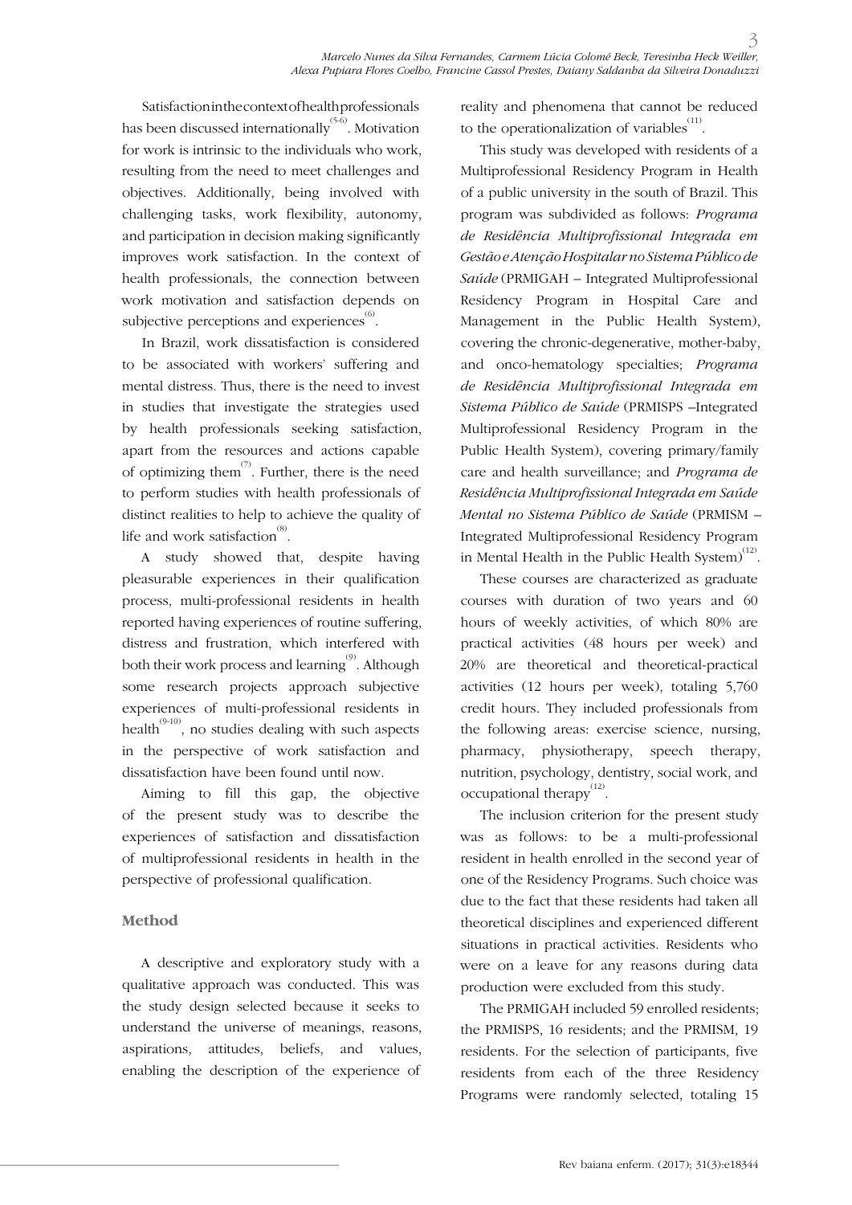Satisfaction in the context of health professionals has been discussed internationally[5-6]. Motivation for work is intrinsic to the individuals who work, resulting from the need to meet challenges and objectives. Additionally, being involved with challenging tasks, work flexibility, autonomy, and participation in decision making significantly improves work satisfaction. In the context of health professionals, the connection between work motivation and satisfaction depends on subjective perceptions and experiences[6].

In Brazil, work dissatisfaction is considered to be associated with workers' suffering and mental distress. Thus, there is the need to invest in studies that investigate the strategies used by health professionals seeking satisfaction, apart from the resources and actions capable of optimizing them[7]. Further, there is the need to perform studies with health professionals of distinct realities to help to achieve the quality of life and work satisfaction[8].

A study showed that, despite having pleasurable experiences in their qualification process, multi-professional residents in health reported having experiences of routine suffering, distress and frustration, which interfered with both their work process and learning[9]. Although some research projects approach subjective experiences of multi-professional residents in health[9-10], no studies dealing with such aspects in the perspective of work satisfaction and dissatisfaction have been found until now.

Aiming to fill this gap, the objective of the present study was to describe the experiences of satisfaction and dissatisfaction of multiprofessional residents in health in the perspective of professional qualification.

## Method

A descriptive and exploratory study with a qualitative approach was conducted. This was the study design selected because it seeks to understand the universe of meanings, reasons, aspirations, attitudes, beliefs, and values, enabling the description of the experience of reality and phenomena that cannot be reduced to the operationalization of variables[11].

This study was developed with residents of a Multiprofessional Residency Program in Health of a public university in the south of Brazil. This program was subdivided as follows: *Programa de Residência Multiprofissional Integrada em Gestão e Atenção Hospitalar no Sistema Público de Saúde* (PRMIGAH – Integrated Multiprofessional Residency Program in Hospital Care and Management in the Public Health System), covering the chronic-degenerative, mother-baby, and onco-hematology specialties; *Programa de Residência Multiprofissional Integrada em Sistema Público de Saúde* (PRMISPS –Integrated Multiprofessional Residency Program in the Public Health System), covering primary/family care and health surveillance; and *Programa de Residência Multiprofissional Integrada em Saúde Mental no Sistema Público de Saúde* (PRMISM – Integrated Multiprofessional Residency Program in Mental Health in the Public Health System)[12].

These courses are characterized as graduate courses with duration of two years and 60 hours of weekly activities, of which 80% are practical activities (48 hours per week) and 20% are theoretical and theoretical-practical activities (12 hours per week), totaling 5,760 credit hours. They included professionals from the following areas: exercise science, nursing, pharmacy, physiotherapy, speech therapy, nutrition, psychology, dentistry, social work, and occupational therapy[12].

The inclusion criterion for the present study was as follows: to be a multi-professional resident in health enrolled in the second year of one of the Residency Programs. Such choice was due to the fact that these residents had taken all theoretical disciplines and experienced different situations in practical activities. Residents who were on a leave for any reasons during data production were excluded from this study.

The PRMIGAH included 59 enrolled residents; the PRMISPS, 16 residents; and the PRMISM, 19 residents. For the selection of participants, five residents from each of the three Residency Programs were randomly selected, totaling 15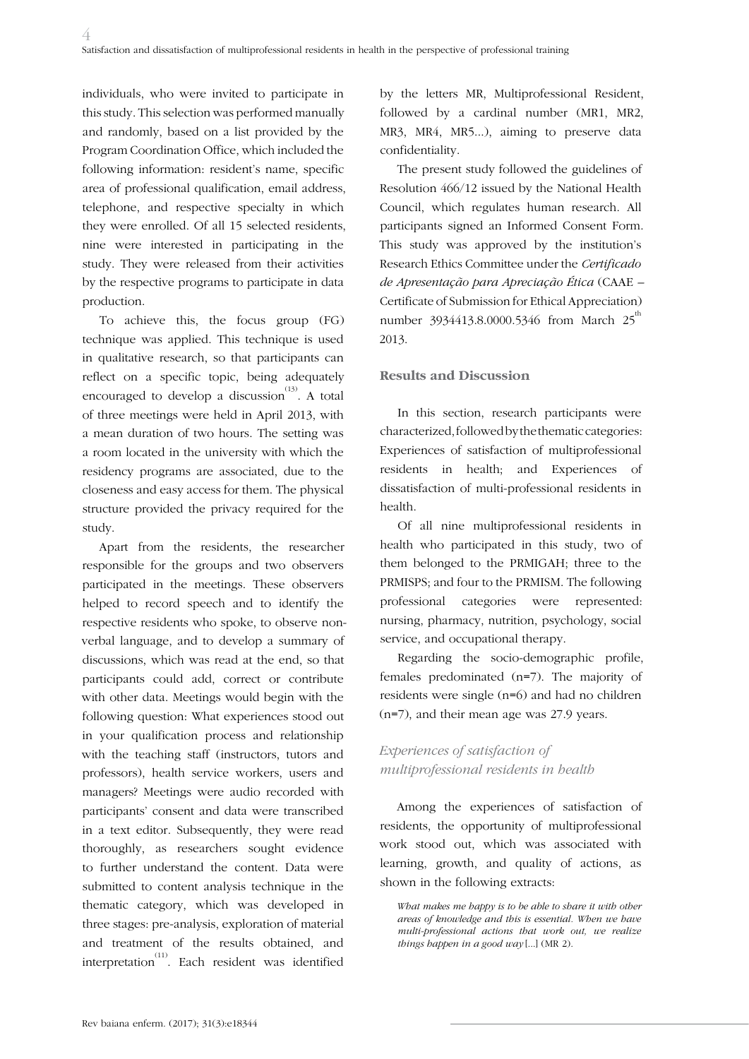individuals, who were invited to participate in this study. This selection was performed manually and randomly, based on a list provided by the Program Coordination Office, which included the following information: resident's name, specific area of professional qualification, email address, telephone, and respective specialty in which they were enrolled. Of all 15 selected residents, nine were interested in participating in the study. They were released from their activities by the respective programs to participate in data production.

To achieve this, the focus group (FG) technique was applied. This technique is used in qualitative research, so that participants can reflect on a specific topic, being adequately encouraged to develop a discussion[13]. A total of three meetings were held in April 2013, with a mean duration of two hours. The setting was a room located in the university with which the residency programs are associated, due to the closeness and easy access for them. The physical structure provided the privacy required for the study.

Apart from the residents, the researcher responsible for the groups and two observers participated in the meetings. These observers helped to record speech and to identify the respective residents who spoke, to observe non-verbal language, and to develop a summary of discussions, which was read at the end, so that participants could add, correct or contribute with other data. Meetings would begin with the following question: What experiences stood out in your qualification process and relationship with the teaching staff (instructors, tutors and professors), health service workers, users and managers? Meetings were audio recorded with participants' consent and data were transcribed in a text editor. Subsequently, they were read thoroughly, as researchers sought evidence to further understand the content. Data were submitted to content analysis technique in the thematic category, which was developed in three stages: pre-analysis, exploration of material and treatment of the results obtained, and interpretation[11]. Each resident was identified by the letters MR, Multiprofessional Resident, followed by a cardinal number (MR1, MR2, MR3, MR4, MR5...), aiming to preserve data confidentiality.

The present study followed the guidelines of Resolution 466/12 issued by the National Health Council, which regulates human research. All participants signed an Informed Consent Form. This study was approved by the institution's Research Ethics Committee under the *Certificado de Apresentação para Apreciação Ética* (CAAE – Certificate of Submission for Ethical Appreciation) number 3934413.8.0000.5346 from March 25th 2013.

## Results and Discussion

In this section, research participants were characterized, followed by the thematic categories: Experiences of satisfaction of multiprofessional residents in health; and Experiences of dissatisfaction of multi-professional residents in health.

Of all nine multiprofessional residents in health who participated in this study, two of them belonged to the PRMIGAH; three to the PRMISPS; and four to the PRMISM. The following professional categories were represented: nursing, pharmacy, nutrition, psychology, social service, and occupational therapy.

Regarding the socio-demographic profile, females predominated (n=7). The majority of residents were single (n=6) and had no children (n=7), and their mean age was 27.9 years.

### *Experiences of satisfaction of multiprofessional residents in health*

Among the experiences of satisfaction of residents, the opportunity of multiprofessional work stood out, which was associated with learning, growth, and quality of actions, as shown in the following extracts:

> *What makes me happy is to be able to share it with other areas of knowledge and this is essential. When we have multi-professional actions that work out, we realize things happen in a good way* [...] (MR 2).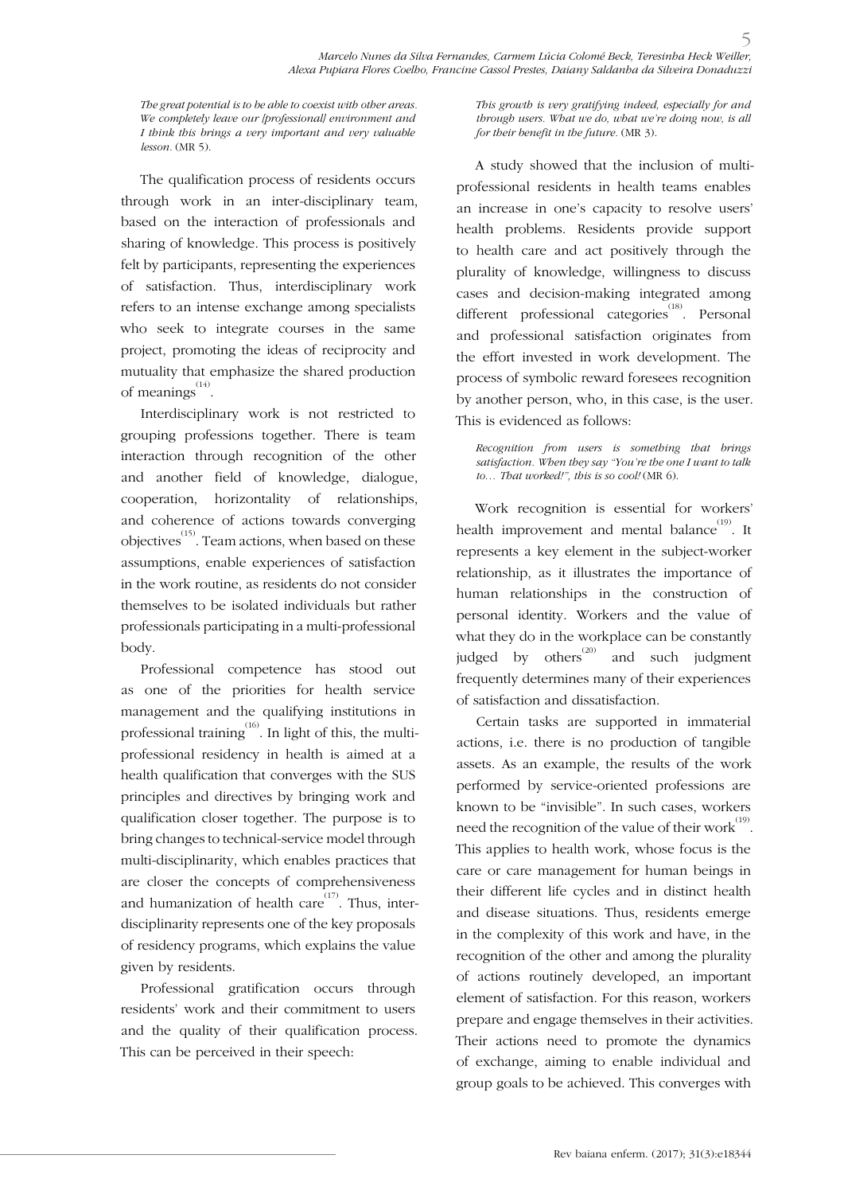*The great potential is to be able to coexist with other areas. We completely leave our [professional] environment and I think this brings a very important and very valuable lesson.* (MR 5).

The qualification process of residents occurs through work in an inter-disciplinary team, based on the interaction of professionals and sharing of knowledge. This process is positively felt by participants, representing the experiences of satisfaction. Thus, interdisciplinary work refers to an intense exchange among specialists who seek to integrate courses in the same project, promoting the ideas of reciprocity and mutuality that emphasize the shared production of meanings[14].

Interdisciplinary work is not restricted to grouping professions together. There is team interaction through recognition of the other and another field of knowledge, dialogue, cooperation, horizontality of relationships, and coherence of actions towards converging objectives[15]. Team actions, when based on these assumptions, enable experiences of satisfaction in the work routine, as residents do not consider themselves to be isolated individuals but rather professionals participating in a multi-professional body.

Professional competence has stood out as one of the priorities for health service management and the qualifying institutions in professional training[16]. In light of this, the multi-professional residency in health is aimed at a health qualification that converges with the SUS principles and directives by bringing work and qualification closer together. The purpose is to bring changes to technical-service model through multi-disciplinarity, which enables practices that are closer the concepts of comprehensiveness and humanization of health care[17]. Thus, inter-disciplinarity represents one of the key proposals of residency programs, which explains the value given by residents.

Professional gratification occurs through residents' work and their commitment to users and the quality of their qualification process. This can be perceived in their speech:

*This growth is very gratifying indeed, especially for and through users. What we do, what we're doing now, is all for their benefit in the future.* (MR 3).

A study showed that the inclusion of multi-professional residents in health teams enables an increase in one's capacity to resolve users' health problems. Residents provide support to health care and act positively through the plurality of knowledge, willingness to discuss cases and decision-making integrated among different professional categories[18]. Personal and professional satisfaction originates from the effort invested in work development. The process of symbolic reward foresees recognition by another person, who, in this case, is the user. This is evidenced as follows:

*Recognition from users is something that brings satisfaction. When they say "You're the one I want to talk to... That worked!", this is so cool!* (MR 6).

Work recognition is essential for workers' health improvement and mental balance[19]. It represents a key element in the subject-worker relationship, as it illustrates the importance of human relationships in the construction of personal identity. Workers and the value of what they do in the workplace can be constantly judged by others[20] and such judgment frequently determines many of their experiences of satisfaction and dissatisfaction.

Certain tasks are supported in immaterial actions, i.e. there is no production of tangible assets. As an example, the results of the work performed by service-oriented professions are known to be "invisible". In such cases, workers need the recognition of the value of their work[19]. This applies to health work, whose focus is the care or care management for human beings in their different life cycles and in distinct health and disease situations. Thus, residents emerge in the complexity of this work and have, in the recognition of the other and among the plurality of actions routinely developed, an important element of satisfaction. For this reason, workers prepare and engage themselves in their activities. Their actions need to promote the dynamics of exchange, aiming to enable individual and group goals to be achieved. This converges with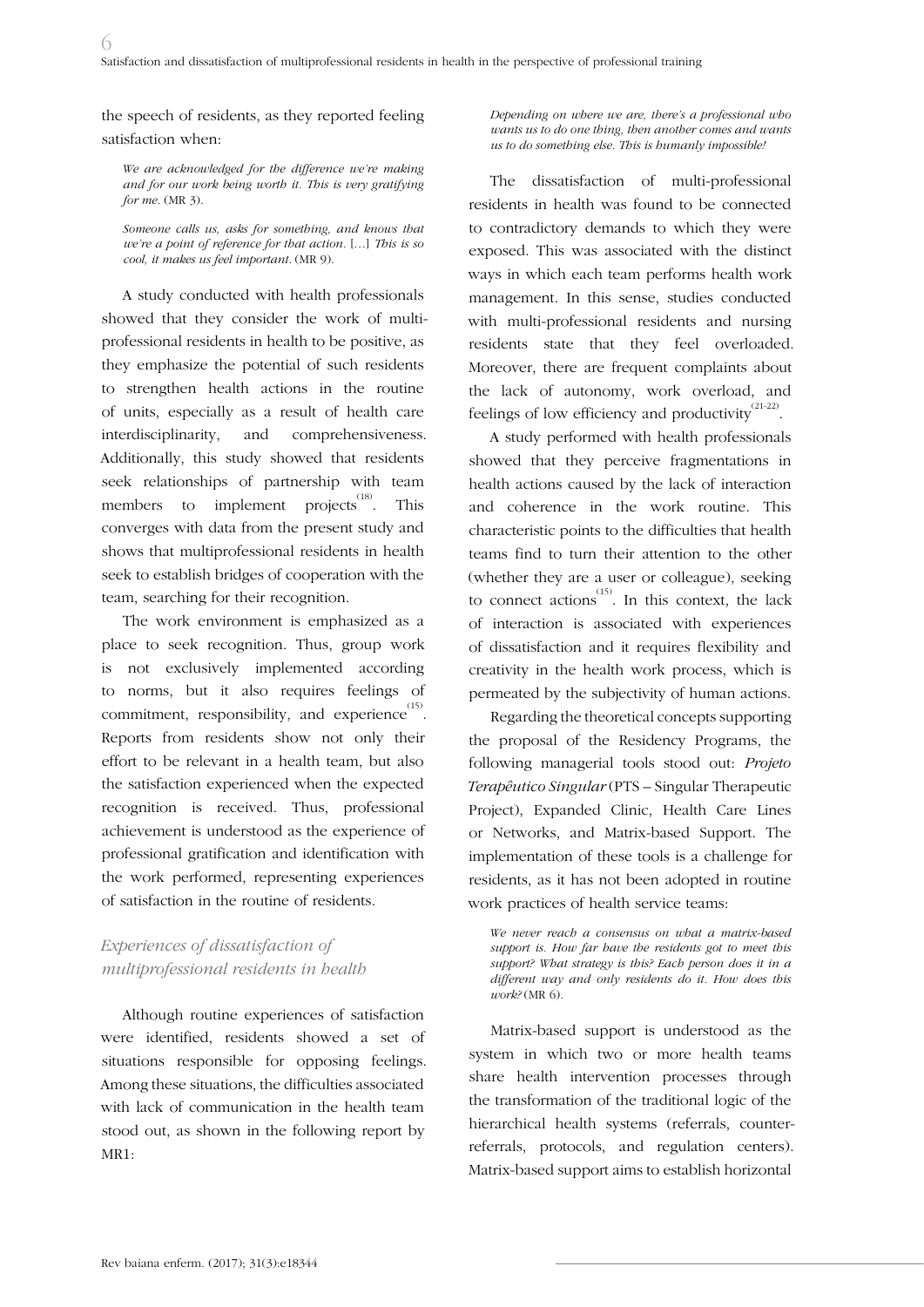the speech of residents, as they reported feeling satisfaction when:

> *We are acknowledged for the difference we're making and for our work being worth it. This is very gratifying for me.* (MR 3).

> *Someone calls us, asks for something, and knows that we're a point of reference for that action.* [...] *This is so cool, it makes us feel important*. (MR 9).

A study conducted with health professionals showed that they consider the work of multi-professional residents in health to be positive, as they emphasize the potential of such residents to strengthen health actions in the routine of units, especially as a result of health care interdisciplinarity, and comprehensiveness. Additionally, this study showed that residents seek relationships of partnership with team members to implement projects[18]. This converges with data from the present study and shows that multiprofessional residents in health seek to establish bridges of cooperation with the team, searching for their recognition.

The work environment is emphasized as a place to seek recognition. Thus, group work is not exclusively implemented according to norms, but it also requires feelings of commitment, responsibility, and experience[15]. Reports from residents show not only their effort to be relevant in a health team, but also the satisfaction experienced when the expected recognition is received. Thus, professional achievement is understood as the experience of professional gratification and identification with the work performed, representing experiences of satisfaction in the routine of residents.

### *Experiences of dissatisfaction of multiprofessional residents in health*

Although routine experiences of satisfaction were identified, residents showed a set of situations responsible for opposing feelings. Among these situations, the difficulties associated with lack of communication in the health team stood out, as shown in the following report by MR1:

> *Depending on where we are, there's a professional who wants us to do one thing, then another comes and wants us to do something else. This is humanly impossible!*

The dissatisfaction of multi-professional residents in health was found to be connected to contradictory demands to which they were exposed. This was associated with the distinct ways in which each team performs health work management. In this sense, studies conducted with multi-professional residents and nursing residents state that they feel overloaded. Moreover, there are frequent complaints about the lack of autonomy, work overload, and feelings of low efficiency and productivity[21-22].

A study performed with health professionals showed that they perceive fragmentations in health actions caused by the lack of interaction and coherence in the work routine. This characteristic points to the difficulties that health teams find to turn their attention to the other (whether they are a user or colleague), seeking to connect actions[15]. In this context, the lack of interaction is associated with experiences of dissatisfaction and it requires flexibility and creativity in the health work process, which is permeated by the subjectivity of human actions.

Regarding the theoretical concepts supporting the proposal of the Residency Programs, the following managerial tools stood out: *Projeto Terapêutico Singular* (PTS – Singular Therapeutic Project), Expanded Clinic, Health Care Lines or Networks, and Matrix-based Support. The implementation of these tools is a challenge for residents, as it has not been adopted in routine work practices of health service teams:

> *We never reach a consensus on what a matrix-based support is. How far have the residents got to meet this support? What strategy is this? Each person does it in a different way and only residents do it. How does this work?* (MR 6).

Matrix-based support is understood as the system in which two or more health teams share health intervention processes through the transformation of the traditional logic of the hierarchical health systems (referrals, counter-referrals, protocols, and regulation centers). Matrix-based support aims to establish horizontal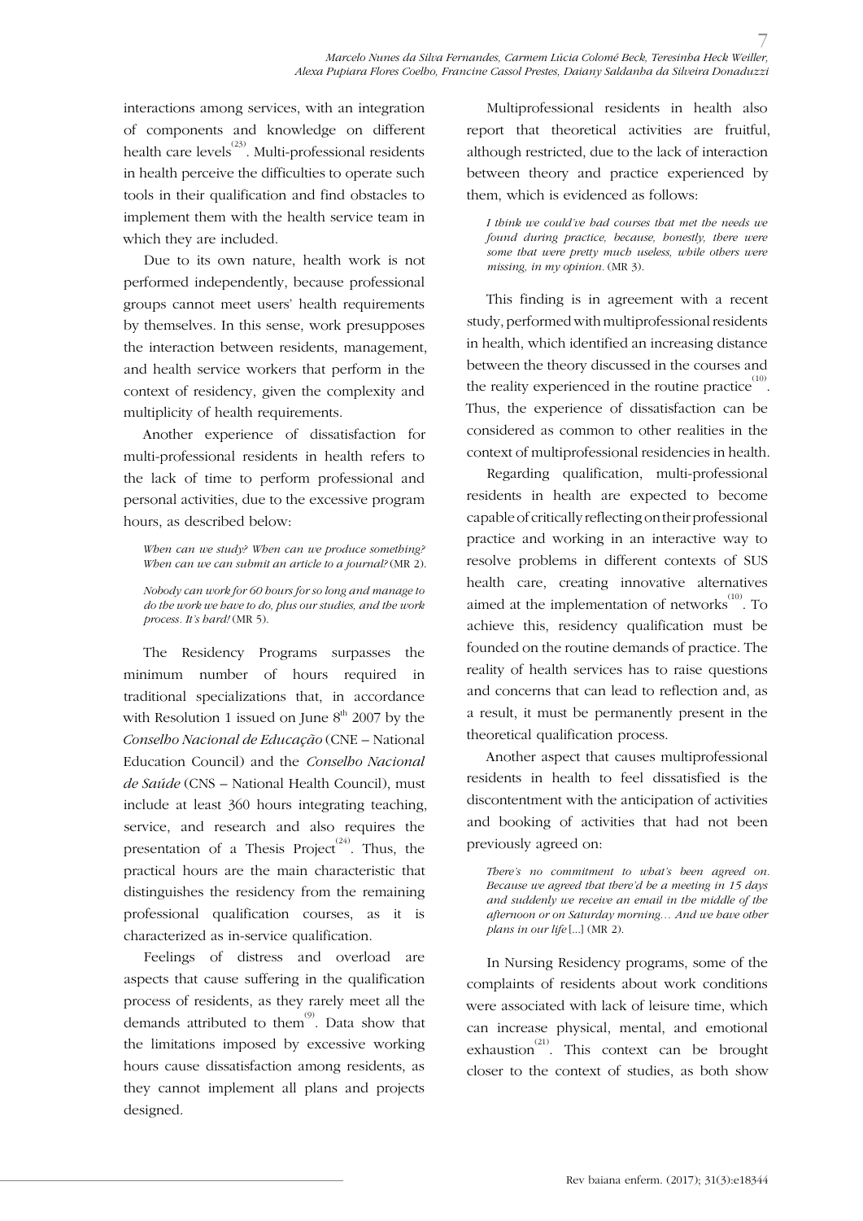interactions among services, with an integration of components and knowledge on different health care levels[23]. Multi-professional residents in health perceive the difficulties to operate such tools in their qualification and find obstacles to implement them with the health service team in which they are included.

Due to its own nature, health work is not performed independently, because professional groups cannot meet users' health requirements by themselves. In this sense, work presupposes the interaction between residents, management, and health service workers that perform in the context of residency, given the complexity and multiplicity of health requirements.

Another experience of dissatisfaction for multi-professional residents in health refers to the lack of time to perform professional and personal activities, due to the excessive program hours, as described below:

> *When can we study? When can we produce something? When can we can submit an article to a journal?* (MR 2).

> *Nobody can work for 60 hours for so long and manage to do the work we have to do, plus our studies, and the work process. It's hard!* (MR 5).

The Residency Programs surpasses the minimum number of hours required in traditional specializations that, in accordance with Resolution 1 issued on June 8th 2007 by the *Conselho Nacional de Educação* (CNE – National Education Council) and the *Conselho Nacional de Saúde* (CNS – National Health Council), must include at least 360 hours integrating teaching, service, and research and also requires the presentation of a Thesis Project[24]. Thus, the practical hours are the main characteristic that distinguishes the residency from the remaining professional qualification courses, as it is characterized as in-service qualification.

Feelings of distress and overload are aspects that cause suffering in the qualification process of residents, as they rarely meet all the demands attributed to them[9]. Data show that the limitations imposed by excessive working hours cause dissatisfaction among residents, as they cannot implement all plans and projects designed.

Multiprofessional residents in health also report that theoretical activities are fruitful, although restricted, due to the lack of interaction between theory and practice experienced by them, which is evidenced as follows:

> *I think we could've had courses that met the needs we found during practice, because, honestly, there were some that were pretty much useless, while others were missing, in my opinion.* (MR 3).

This finding is in agreement with a recent study, performed with multiprofessional residents in health, which identified an increasing distance between the theory discussed in the courses and the reality experienced in the routine practice[10]. Thus, the experience of dissatisfaction can be considered as common to other realities in the context of multiprofessional residencies in health.

Regarding qualification, multi-professional residents in health are expected to become capable of critically reflecting on their professional practice and working in an interactive way to resolve problems in different contexts of SUS health care, creating innovative alternatives aimed at the implementation of networks[10]. To achieve this, residency qualification must be founded on the routine demands of practice. The reality of health services has to raise questions and concerns that can lead to reflection and, as a result, it must be permanently present in the theoretical qualification process.

Another aspect that causes multiprofessional residents in health to feel dissatisfied is the discontentment with the anticipation of activities and booking of activities that had not been previously agreed on:

> *There's no commitment to what's been agreed on. Because we agreed that there'd be a meeting in 15 days and suddenly we receive an email in the middle of the afternoon or on Saturday morning… And we have other plans in our life* [...] (MR 2).

In Nursing Residency programs, some of the complaints of residents about work conditions were associated with lack of leisure time, which can increase physical, mental, and emotional exhaustion[21]. This context can be brought closer to the context of studies, as both show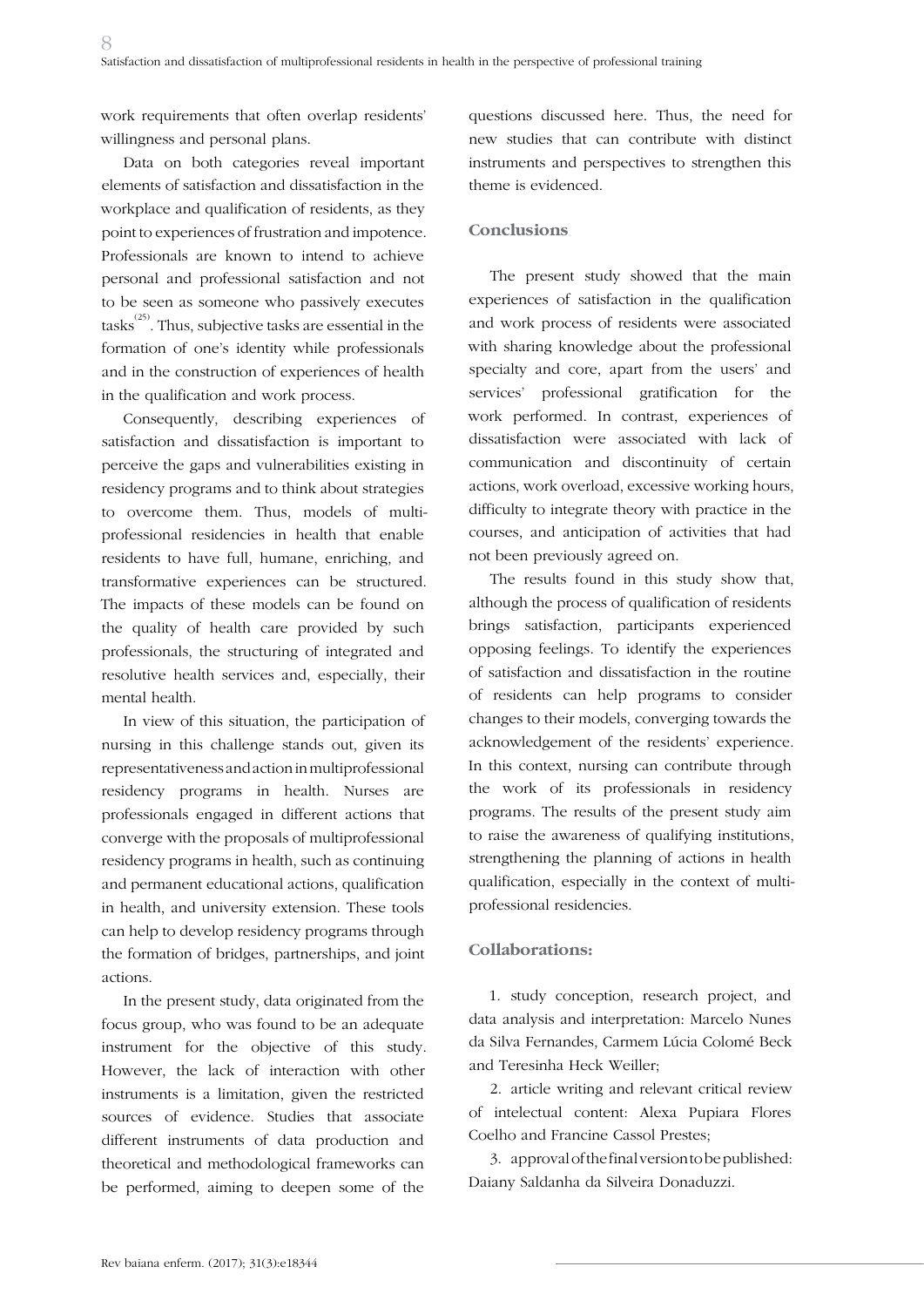work requirements that often overlap residents' willingness and personal plans.

Data on both categories reveal important elements of satisfaction and dissatisfaction in the workplace and qualification of residents, as they point to experiences of frustration and impotence. Professionals are known to intend to achieve personal and professional satisfaction and not to be seen as someone who passively executes tasks[25]. Thus, subjective tasks are essential in the formation of one's identity while professionals and in the construction of experiences of health in the qualification and work process.

Consequently, describing experiences of satisfaction and dissatisfaction is important to perceive the gaps and vulnerabilities existing in residency programs and to think about strategies to overcome them. Thus, models of multiprofessional residencies in health that enable residents to have full, humane, enriching, and transformative experiences can be structured. The impacts of these models can be found on the quality of health care provided by such professionals, the structuring of integrated and resolutive health services and, especially, their mental health.

In view of this situation, the participation of nursing in this challenge stands out, given its representativeness and action in multiprofessional residency programs in health. Nurses are professionals engaged in different actions that converge with the proposals of multiprofessional residency programs in health, such as continuing and permanent educational actions, qualification in health, and university extension. These tools can help to develop residency programs through the formation of bridges, partnerships, and joint actions.

In the present study, data originated from the focus group, who was found to be an adequate instrument for the objective of this study. However, the lack of interaction with other instruments is a limitation, given the restricted sources of evidence. Studies that associate different instruments of data production and theoretical and methodological frameworks can be performed, aiming to deepen some of the questions discussed here. Thus, the need for new studies that can contribute with distinct instruments and perspectives to strengthen this theme is evidenced.

## Conclusions

The present study showed that the main experiences of satisfaction in the qualification and work process of residents were associated with sharing knowledge about the professional specialty and core, apart from the users' and services' professional gratification for the work performed. In contrast, experiences of dissatisfaction were associated with lack of communication and discontinuity of certain actions, work overload, excessive working hours, difficulty to integrate theory with practice in the courses, and anticipation of activities that had not been previously agreed on.

The results found in this study show that, although the process of qualification of residents brings satisfaction, participants experienced opposing feelings. To identify the experiences of satisfaction and dissatisfaction in the routine of residents can help programs to consider changes to their models, converging towards the acknowledgement of the residents' experience. In this context, nursing can contribute through the work of its professionals in residency programs. The results of the present study aim to raise the awareness of qualifying institutions, strengthening the planning of actions in health qualification, especially in the context of multiprofessional residencies.

## Collaborations:

1. study conception, research project, and data analysis and interpretation: Marcelo Nunes da Silva Fernandes, Carmem Lúcia Colomé Beck and Teresinha Heck Weiller;

2. article writing and relevant critical review of intelectual content: Alexa Pupiara Flores Coelho and Francine Cassol Prestes;

3. approval of the final version to be published: Daiany Saldanha da Silveira Donaduzzi.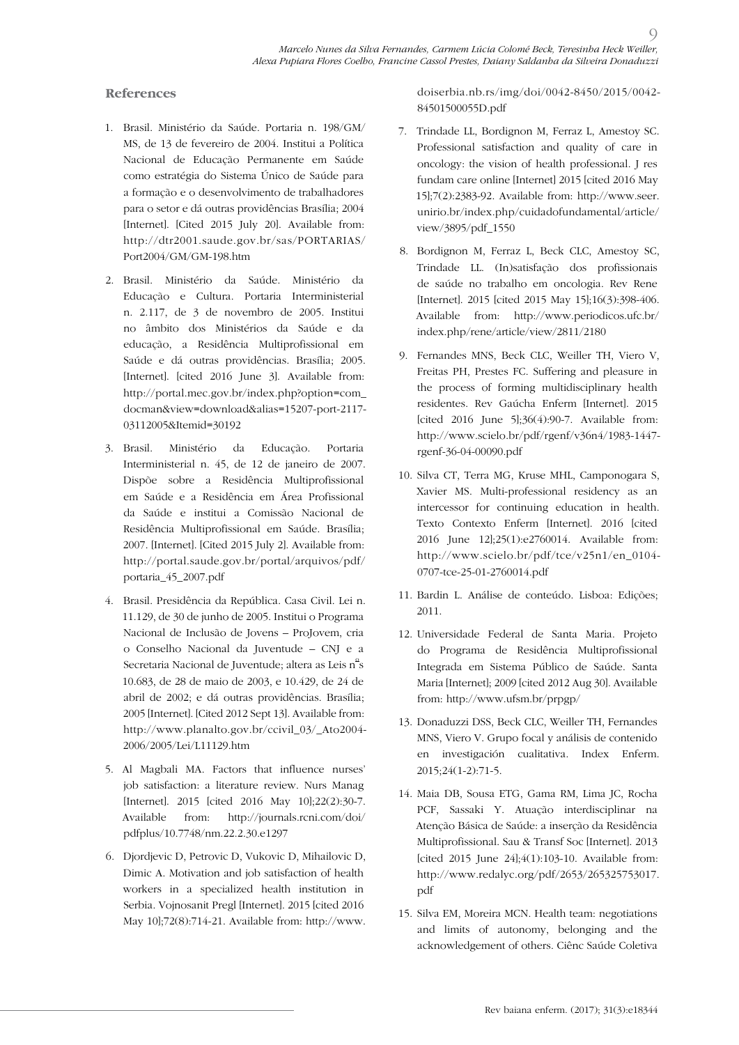## References

1. Brasil. Ministério da Saúde. Portaria n. 198/GM/MS, de 13 de fevereiro de 2004. Institui a Política Nacional de Educação Permanente em Saúde como estratégia do Sistema Único de Saúde para a formação e o desenvolvimento de trabalhadores para o setor e dá outras providências Brasília; 2004 [Internet]. [Cited 2015 July 20]. Available from: http://dtr2001.saude.gov.br/sas/PORTARIAS/Port2004/GM/GM-198.htm

2. Brasil. Ministério da Saúde. Ministério da Educação e Cultura. Portaria Interministerial n. 2.117, de 3 de novembro de 2005. Institui no âmbito dos Ministérios da Saúde e da educação, a Residência Multiprofissional em Saúde e dá outras providências. Brasília; 2005. [Internet]. [cited 2016 June 3]. Available from: http://portal.mec.gov.br/index.php?option=com_docman&view=download&alias=15207-port-2117-03112005&Itemid=30192

3. Brasil. Ministério da Educação. Portaria Interministerial n. 45, de 12 de janeiro de 2007. Dispõe sobre a Residência Multiprofissional em Saúde e a Residência em Área Profissional da Saúde e institui a Comissão Nacional de Residência Multiprofissional em Saúde. Brasília; 2007. [Internet]. [Cited 2015 July 2]. Available from: http://portal.saude.gov.br/portal/arquivos/pdf/portaria_45_2007.pdf

4. Brasil. Presidência da República. Casa Civil. Lei n. 11.129, de 30 de junho de 2005. Institui o Programa Nacional de Inclusão de Jovens – ProJovem, cria o Conselho Nacional da Juventude – CNJ e a Secretaria Nacional de Juventude; altera as Leis nºs 10.683, de 28 de maio de 2003, e 10.429, de 24 de abril de 2002; e dá outras providências. Brasília; 2005 [Internet]. [Cited 2012 Sept 13]. Available from: http://www.planalto.gov.br/ccivil_03/_Ato2004-2006/2005/Lei/L11129.htm

5. Al Magbali MA. Factors that influence nurses' job satisfaction: a literature review. Nurs Manag [Internet]. 2015 [cited 2016 May 10];22(2):30-7. Available from: http://journals.rcni.com/doi/pdfplus/10.7748/nm.22.2.30.e1297

6. Djordjevic D, Petrovic D, Vukovic D, Mihailovic D, Dimic A. Motivation and job satisfaction of health workers in a specialized health institution in Serbia. Vojnosanit Pregl [Internet]. 2015 [cited 2016 May 10];72(8):714-21. Available from: http://www.doiserbia.nb.rs/img/doi/0042-8450/2015/0042-84501500055D.pdf

7. Trindade LL, Bordignon M, Ferraz L, Amestoy SC. Professional satisfaction and quality of care in oncology: the vision of health professional. J res fundam care online [Internet] 2015 [cited 2016 May 15];7(2):2383-92. Available from: http://www.seer.unirio.br/index.php/cuidadofundamental/article/view/3895/pdf_1550

8. Bordignon M, Ferraz L, Beck CLC, Amestoy SC, Trindade LL. (In)satisfação dos profissionais de saúde no trabalho em oncologia. Rev Rene [Internet]. 2015 [cited 2015 May 15];16(3):398-406. Available from: http://www.periodicos.ufc.br/index.php/rene/article/view/2811/2180

9. Fernandes MNS, Beck CLC, Weiller TH, Viero V, Freitas PH, Prestes FC. Suffering and pleasure in the process of forming multidisciplinary health residentes. Rev Gaúcha Enferm [Internet]. 2015 [cited 2016 June 5];36(4):90-7. Available from: http://www.scielo.br/pdf/rgenf/v36n4/1983-1447-rgenf-36-04-00090.pdf

10. Silva CT, Terra MG, Kruse MHL, Camponogara S, Xavier MS. Multi-professional residency as an intercessor for continuing education in health. Texto Contexto Enferm [Internet]. 2016 [cited 2016 June 12];25(1):e2760014. Available from: http://www.scielo.br/pdf/tce/v25n1/en_0104-0707-tce-25-01-2760014.pdf

11. Bardin L. Análise de conteúdo. Lisboa: Edições; 2011.

12. Universidade Federal de Santa Maria. Projeto do Programa de Residência Multiprofissional Integrada em Sistema Público de Saúde. Santa Maria [Internet]; 2009 [cited 2012 Aug 30]. Available from: http://www.ufsm.br/prpgp/

13. Donaduzzi DSS, Beck CLC, Weiller TH, Fernandes MNS, Viero V. Grupo focal y análisis de contenido en investigación cualitativa. Index Enferm. 2015;24(1-2):71-5.

14. Maia DB, Sousa ETG, Gama RM, Lima JC, Rocha PCF, Sassaki Y. Atuação interdisciplinar na Atenção Básica de Saúde: a inserção da Residência Multiprofissional. Sau & Transf Soc [Internet]. 2013 [cited 2015 June 24];4(1):103-10. Available from: http://www.redalyc.org/pdf/2653/265325753017.pdf

15. Silva EM, Moreira MCN. Health team: negotiations and limits of autonomy, belonging and the acknowledgement of others. Ciênc Saúde Coletiva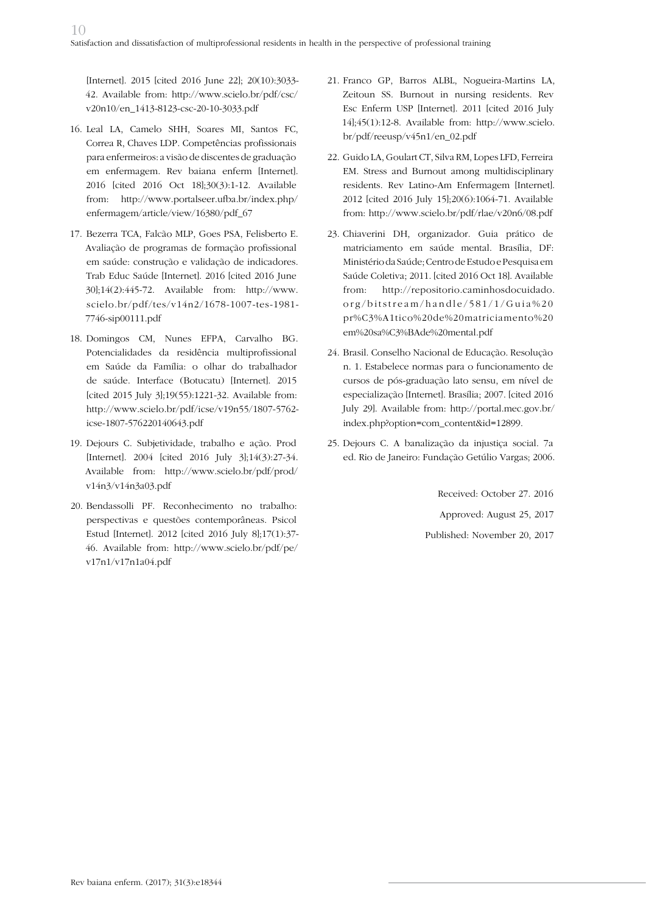[Internet]. 2015 [cited 2016 June 22]; 20(10):3033-42. Available from: http://www.scielo.br/pdf/csc/v20n10/en_1413-8123-csc-20-10-3033.pdf

16. Leal LA, Camelo SHH, Soares MI, Santos FC, Correa R, Chaves LDP. Competências profissionais para enfermeiros: a visão de discentes de graduação em enfermagem. Rev baiana enferm [Internet]. 2016 [cited 2016 Oct 18];30(3):1-12. Available from: http://www.portalseer.ufba.br/index.php/enfermagem/article/view/16380/pdf_67

17. Bezerra TCA, Falcão MLP, Goes PSA, Felisberto E. Avaliação de programas de formação profissional em saúde: construção e validação de indicadores. Trab Educ Saúde [Internet]. 2016 [cited 2016 June 30];14(2):445-72. Available from: http://www.scielo.br/pdf/tes/v14n2/1678-1007-tes-1981-7746-sip00111.pdf

18. Domingos CM, Nunes EFPA, Carvalho BG. Potencialidades da residência multiprofissional em Saúde da Família: o olhar do trabalhador de saúde. Interface (Botucatu) [Internet]. 2015 [cited 2015 July 3];19(55):1221-32. Available from: http://www.scielo.br/pdf/icse/v19n55/1807-5762-icse-1807-576220140643.pdf

19. Dejours C. Subjetividade, trabalho e ação. Prod [Internet]. 2004 [cited 2016 July 3];14(3):27-34. Available from: http://www.scielo.br/pdf/prod/v14n3/v14n3a03.pdf

20. Bendassolli PF. Reconhecimento no trabalho: perspectivas e questões contemporâneas. Psicol Estud [Internet]. 2012 [cited 2016 July 8];17(1):37-46. Available from: http://www.scielo.br/pdf/pe/v17n1/v17n1a04.pdf

21. Franco GP, Barros ALBL, Nogueira-Martins LA, Zeitoun SS. Burnout in nursing residents. Rev Esc Enferm USP [Internet]. 2011 [cited 2016 July 14];45(1):12-8. Available from: http://www.scielo.br/pdf/reeusp/v45n1/en_02.pdf

22. Guido LA, Goulart CT, Silva RM, Lopes LFD, Ferreira EM. Stress and Burnout among multidisciplinary residents. Rev Latino-Am Enfermagem [Internet]. 2012 [cited 2016 July 15];20(6):1064-71. Available from: http://www.scielo.br/pdf/rlae/v20n6/08.pdf

23. Chiaverini DH, organizador. Guia prático de matriciamento em saúde mental. Brasília, DF: Ministério da Saúde; Centro de Estudo e Pesquisa em Saúde Coletiva; 2011. [cited 2016 Oct 18]. Available from: http://repositorio.caminhosdocuidado.org/bitstream/handle/581/1/Guia%20pr%C3%A1tico%20de%20matriciamento%20em%20sa%C3%BAde%20mental.pdf

24. Brasil. Conselho Nacional de Educação. Resolução n. 1. Estabelece normas para o funcionamento de cursos de pós-graduação lato sensu, em nível de especialização [Internet]. Brasília; 2007. [cited 2016 July 29]. Available from: http://portal.mec.gov.br/index.php?option=com_content&id=12899.

25. Dejours C. A banalização da injustiça social. 7a ed. Rio de Janeiro: Fundação Getúlio Vargas; 2006.

Received: October 27. 2016

Approved: August 25, 2017

Published: November 20, 2017